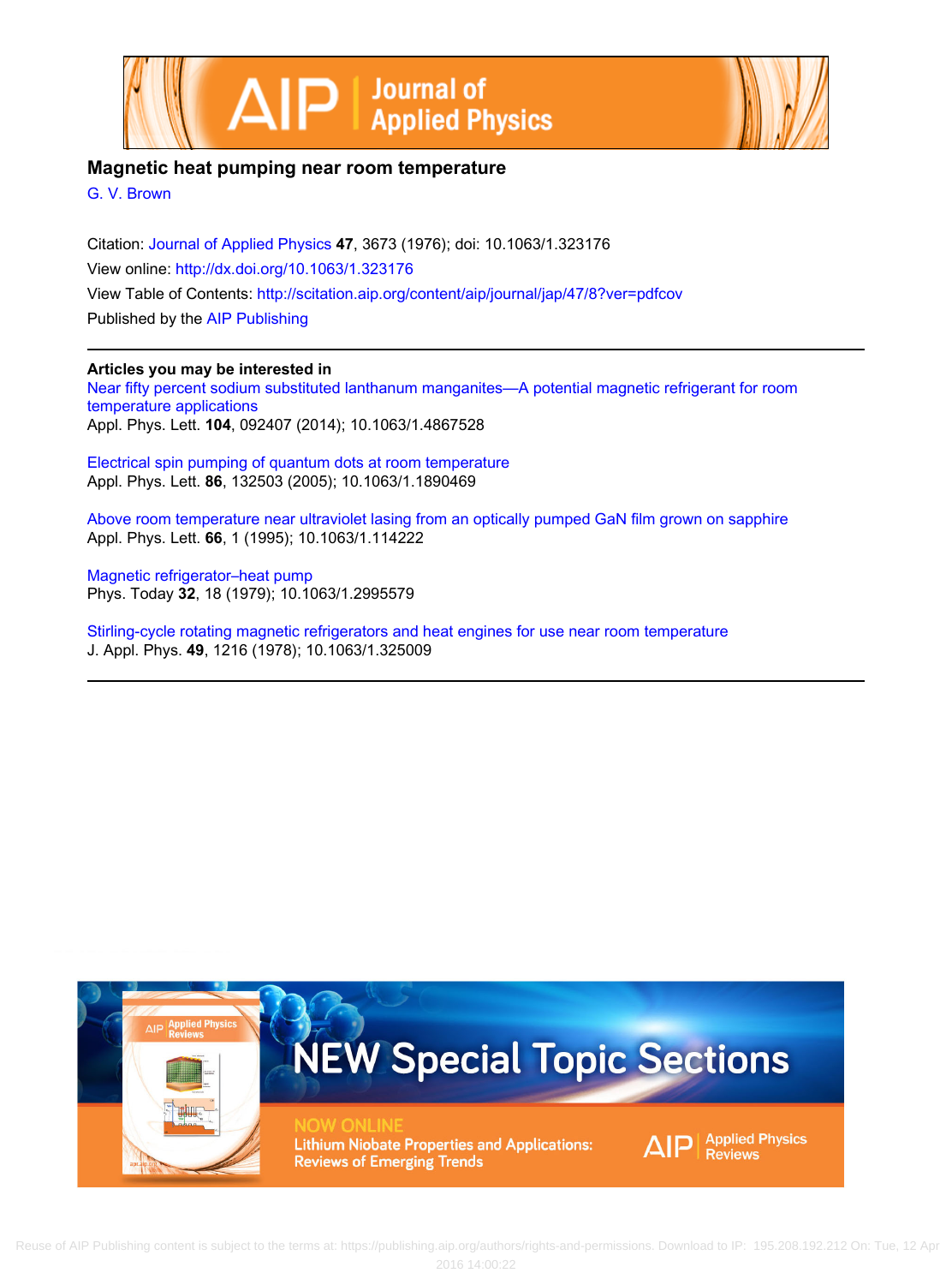# Magnetic heat pumping near room temperature

G. V. Brown

Citation: Journal of Applied Physics **47**, 3673 (1976); doi: 10.1063/1.323176

View online: http://dx.doi.org/10.1063/1.323176

View Table of Contents: http://scitation.aip.org/content/aip/journal/jap/47/8?ver=pdfcov

Published by the AIP Publishing

---

**Articles you may be interested in**

Near fifty percent sodium substituted lanthanum manganites—A potential magnetic refrigerant for room temperature applications
Appl. Phys. Lett. **104**, 092407 (2014); 10.1063/1.4867528

Electrical spin pumping of quantum dots at room temperature
Appl. Phys. Lett. **86**, 132503 (2005); 10.1063/1.1890469

Above room temperature near ultraviolet lasing from an optically pumped GaN film grown on sapphire
Appl. Phys. Lett. **66**, 1 (1995); 10.1063/1.114222

Magnetic refrigerator–heat pump
Phys. Today **32**, 18 (1979); 10.1063/1.2995579

Stirling-cycle rotating magnetic refrigerators and heat engines for use near room temperature
J. Appl. Phys. **49**, 1216 (1978); 10.1063/1.325009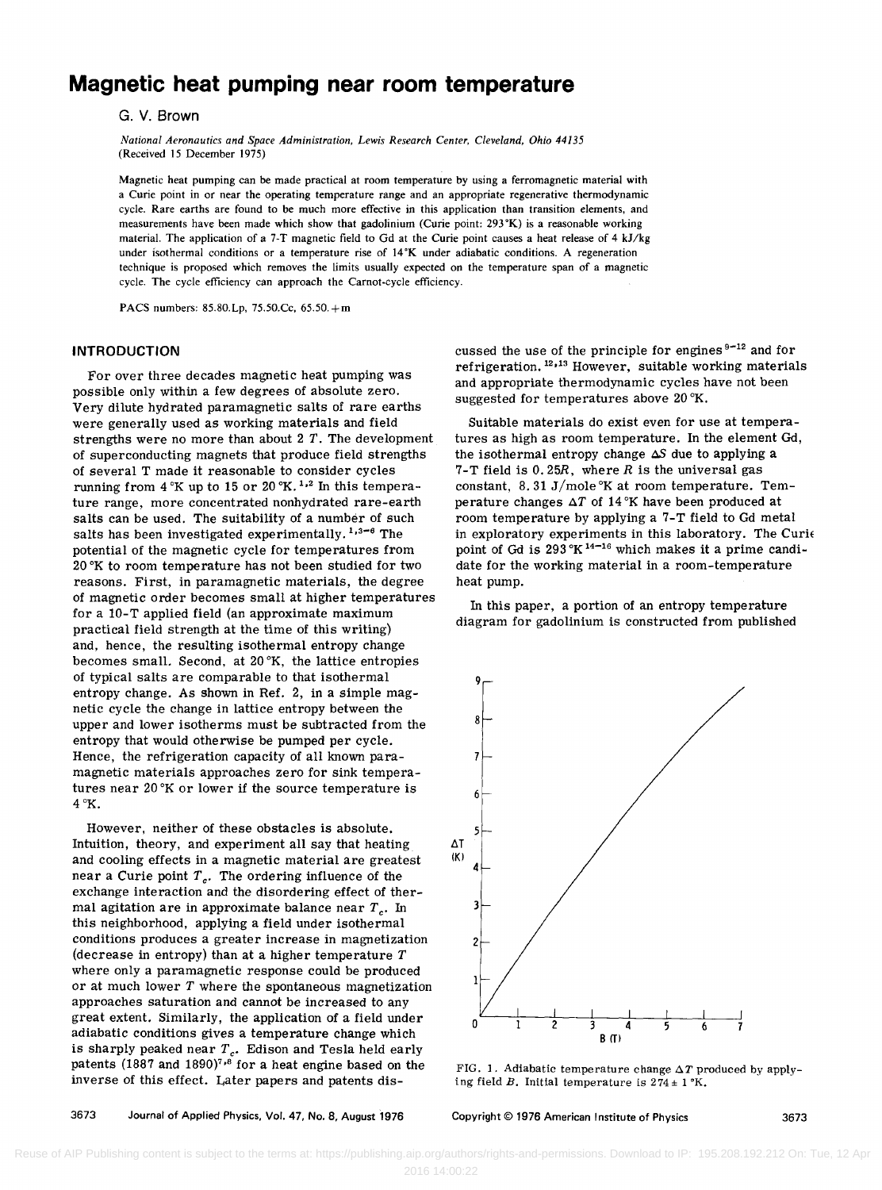# Magnetic heat pumping near room temperature

G. V. Brown

*National Aeronautics and Space Administration, Lewis Research Center, Cleveland, Ohio 44135*
(Received 15 December 1975)

Magnetic heat pumping can be made practical at room temperature by using a ferromagnetic material with a Curie point in or near the operating temperature range and an appropriate regenerative thermodynamic cycle. Rare earths are found to be much more effective in this application than transition elements, and measurements have been made which show that gadolinium (Curie point: 293 °K) is a reasonable working material. The application of a 7-T magnetic field to Gd at the Curie point causes a heat release of 4 kJ/kg under isothermal conditions or a temperature rise of 14 °K under adiabatic conditions. A regeneration technique is proposed which removes the limits usually expected on the temperature span of a magnetic cycle. The cycle efficiency can approach the Carnot-cycle efficiency.

PACS numbers: 85.80.Lp, 75.50.Cc, 65.50.+m

## INTRODUCTION

For over three decades magnetic heat pumping was possible only within a few degrees of absolute zero. Very dilute hydrated paramagnetic salts of rare earths were generally used as working materials and field strengths were no more than about 2 $T$. The development of superconducting magnets that produce field strengths of several T made it reasonable to consider cycles running from 4 °K up to 15 or 20 °K.[1,2] In this temperature range, more concentrated nonhydrated rare-earth salts can be used. The suitability of a number of such salts has been investigated experimentally.[1,3-6] The potential of the magnetic cycle for temperatures from 20 °K to room temperature has not been studied for two reasons. First, in paramagnetic materials, the degree of magnetic order becomes small at higher temperatures for a 10-T applied field (an approximate maximum practical field strength at the time of this writing) and, hence, the resulting isothermal entropy change becomes small. Second, at 20 °K, the lattice entropies of typical salts are comparable to that isothermal entropy change. As shown in Ref. 2, in a simple magnetic cycle the change in lattice entropy between the upper and lower isotherms must be subtracted from the entropy that would otherwise be pumped per cycle. Hence, the refrigeration capacity of all known paramagnetic materials approaches zero for sink temperatures near 20 °K or lower if the source temperature is 4 °K.

However, neither of these obstacles is absolute. Intuition, theory, and experiment all say that heating and cooling effects in a magnetic material are greatest near a Curie point $T_c$. The ordering influence of the exchange interaction and the disordering effect of thermal agitation are in approximate balance near $T_c$. In this neighborhood, applying a field under isothermal conditions produces a greater increase in magnetization (decrease in entropy) than at a higher temperature $T$ where only a paramagnetic response could be produced or at much lower $T$ where the spontaneous magnetization approaches saturation and cannot be increased to any great extent. Similarly, the application of a field under adiabatic conditions gives a temperature change which is sharply peaked near $T_c$. Edison and Tesla held early patents (1887 and 1890)[7,8] for a heat engine based on the inverse of this effect. Later papers and patents discussed the use of the principle for engines[9-12] and for refrigeration.[12,13] However, suitable working materials and appropriate thermodynamic cycles have not been suggested for temperatures above 20 °K.

Suitable materials do exist even for use at temperatures as high as room temperature. In the element Gd, the isothermal entropy change $\Delta S$ due to applying a 7-T field is $0.25R$, where $R$ is the universal gas constant, 8.31 J/mole °K at room temperature. Temperature changes $\Delta T$ of 14 °K have been produced at room temperature by applying a 7-T field to Gd metal in exploratory experiments in this laboratory. The Curie point of Gd is 293 °K[14-16] which makes it a prime candidate for the working material in a room-temperature heat pump.

In this paper, a portion of an entropy temperature diagram for gadolinium is constructed from published

FIG. 1. Adiabatic temperature change $\Delta T$ produced by applying field $B$. Initial temperature is $274 \pm 1$ °K.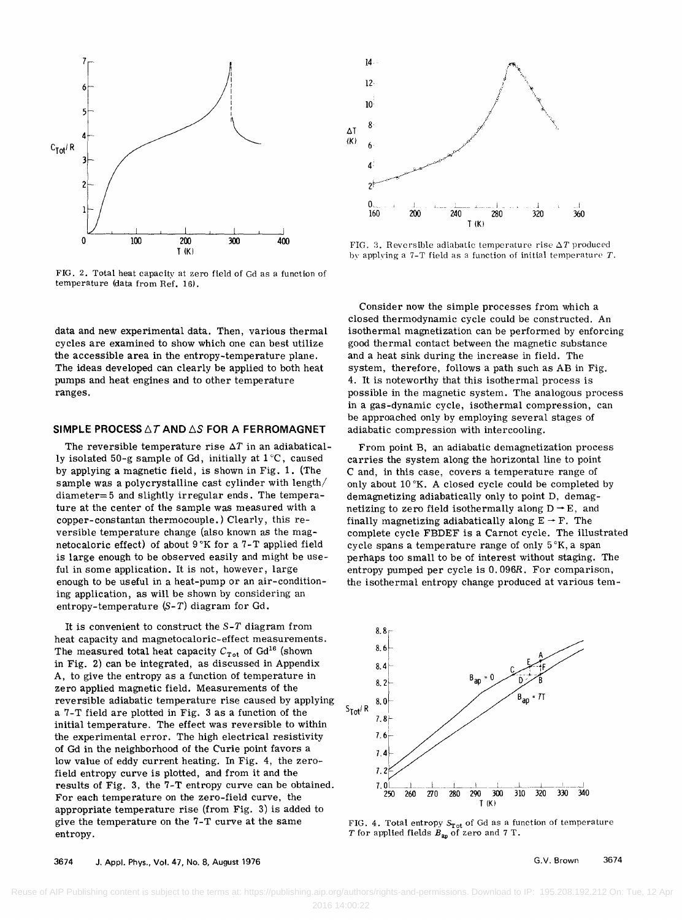FIG. 2. Total heat capacity at zero field of Gd as a function of temperature (data from Ref. 16).

FIG. 3. Reversible adiabatic temperature rise $\Delta T$ produced by applying a 7-T field as a function of initial temperature $T$.

data and new experimental data. Then, various thermal cycles are examined to show which one can best utilize the accessible area in the entropy-temperature plane. The ideas developed can clearly be applied to both heat pumps and heat engines and to other temperature ranges.

## SIMPLE PROCESS $\Delta T$ AND $\Delta S$ FOR A FERROMAGNET

The reversible temperature rise $\Delta T$ in an adiabatically isolated 50-g sample of Gd, initially at 1 °C, caused by applying a magnetic field, is shown in Fig. 1. (The sample was a polycrystalline cast cylinder with length/diameter= 5 and slightly irregular ends. The temperature at the center of the sample was measured with a copper-constantan thermocouple.) Clearly, this reversible temperature change (also known as the magnetocaloric effect) of about 9 °K for a 7-T applied field is large enough to be observed easily and might be useful in some application. It is not, however, large enough to be useful in a heat-pump or an air-conditioning application, as will be shown by considering an entropy-temperature ($S$-$T$) diagram for Gd.

It is convenient to construct the $S$-$T$ diagram from heat capacity and magnetocaloric-effect measurements. The measured total heat capacity $C_{Tot}$ of Gd[16] (shown in Fig. 2) can be integrated, as discussed in Appendix A, to give the entropy as a function of temperature in zero applied magnetic field. Measurements of the reversible adiabatic temperature rise caused by applying a 7-T field are plotted in Fig. 3 as a function of the initial temperature. The effect was reversible to within the experimental error. The high electrical resistivity of Gd in the neighborhood of the Curie point favors a low value of eddy current heating. In Fig. 4, the zero-field entropy curve is plotted, and from it and the results of Fig. 3, the 7-T entropy curve can be obtained. For each temperature on the zero-field curve, the appropriate temperature rise (from Fig. 3) is added to give the temperature on the 7-T curve at the same entropy.

Consider now the simple processes from which a closed thermodynamic cycle could be constructed. An isothermal magnetization can be performed by enforcing good thermal contact between the magnetic substance and a heat sink during the increase in field. The system, therefore, follows a path such as AB in Fig. 4. It is noteworthy that this isothermal process is possible in the magnetic system. The analogous process in a gas-dynamic cycle, isothermal compression, can be approached only by employing several stages of adiabatic compression with intercooling.

From point B, an adiabatic demagnetization process carries the system along the horizontal line to point C and, in this case, covers a temperature range of only about 10 °K. A closed cycle could be completed by demagnetizing adiabatically only to point D, demagnetizing to zero field isothermally along D → E, and finally magnetizing adiabatically along E → F. The complete cycle FBDEF is a Carnot cycle. The illustrated cycle spans a temperature range of only 5 °K, a span perhaps too small to be of interest without staging. The entropy pumped per cycle is $0.096R$. For comparison, the isothermal entropy change produced at various tem-

FIG. 4. Total entropy $S_{Tot}$ of Gd as a function of temperature $T$ for applied fields $B_{ap}$ of zero and 7 T.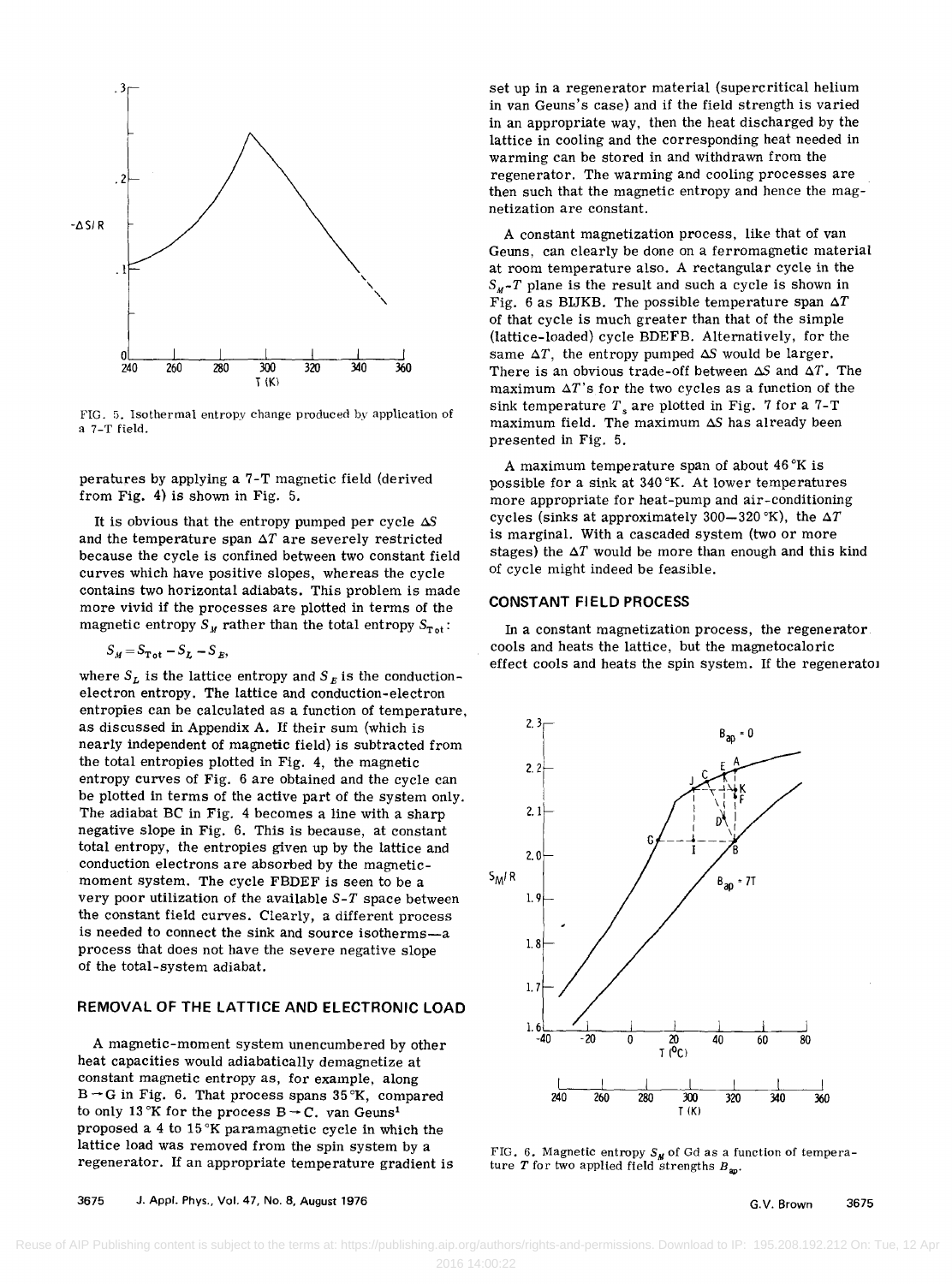FIG. 5. Isothermal entropy change produced by application of a 7-T field.

peratures by applying a 7-T magnetic field (derived from Fig. 4) is shown in Fig. 5.

It is obvious that the entropy pumped per cycle $\Delta S$ and the temperature span $\Delta T$ are severely restricted because the cycle is confined between two constant field curves which have positive slopes, whereas the cycle contains two horizontal adiabats. This problem is made more vivid if the processes are plotted in terms of the magnetic entropy $S_M$ rather than the total entropy $S_{\text{Tot}}$:

$$S_M = S_{\text{Tot}} - S_L - S_E,$$

where $S_L$ is the lattice entropy and $S_E$ is the conduction-electron entropy. The lattice and conduction-electron entropies can be calculated as a function of temperature, as discussed in Appendix A. If their sum (which is nearly independent of magnetic field) is subtracted from the total entropies plotted in Fig. 4, the magnetic entropy curves of Fig. 6 are obtained and the cycle can be plotted in terms of the active part of the system only. The adiabat BC in Fig. 4 becomes a line with a sharp negative slope in Fig. 6. This is because, at constant total entropy, the entropies given up by the lattice and conduction electrons are absorbed by the magnetic-moment system. The cycle FBDEF is seen to be a very poor utilization of the available $S$-$T$ space between the constant field curves. Clearly, a different process is needed to connect the sink and source isotherms—a process that does not have the severe negative slope of the total-system adiabat.

## REMOVAL OF THE LATTICE AND ELECTRONIC LOAD

A magnetic-moment system unencumbered by other heat capacities would adiabatically demagnetize at constant magnetic entropy as, for example, along B→G in Fig. 6. That process spans 35 °K, compared to only 13 °K for the process B→C. van Geuns[1] proposed a 4 to 15 °K paramagnetic cycle in which the lattice load was removed from the spin system by a regenerator. If an appropriate temperature gradient is set up in a regenerator material (supercritical helium in van Geuns's case) and if the field strength is varied in an appropriate way, then the heat discharged by the lattice in cooling and the corresponding heat needed in warming can be stored in and withdrawn from the regenerator. The warming and cooling processes are then such that the magnetic entropy and hence the magnetization are constant.

A constant magnetization process, like that of van Geuns, can clearly be done on a ferromagnetic material at room temperature also. A rectangular cycle in the $S_M$-$T$ plane is the result and such a cycle is shown in Fig. 6 as BIJKB. The possible temperature span $\Delta T$ of that cycle is much greater than that of the simple (lattice-loaded) cycle BDEFB. Alternatively, for the same $\Delta T$, the entropy pumped $\Delta S$ would be larger. There is an obvious trade-off between $\Delta S$ and $\Delta T$. The maximum $\Delta T$'s for the two cycles as a function of the sink temperature $T_s$ are plotted in Fig. 7 for a 7-T maximum field. The maximum $\Delta S$ has already been presented in Fig. 5.

A maximum temperature span of about 46 °K is possible for a sink at 340 °K. At lower temperatures more appropriate for heat-pump and air-conditioning cycles (sinks at approximately 300–320 °K), the $\Delta T$ is marginal. With a cascaded system (two or more stages) the $\Delta T$ would be more than enough and this kind of cycle might indeed be feasible.

## CONSTANT FIELD PROCESS

In a constant magnetization process, the regenerator cools and heats the lattice, but the magnetocaloric effect cools and heats the spin system. If the regenerator

FIG. 6. Magnetic entropy $S_M$ of Gd as a function of temperature $T$ for two applied field strengths $B_{ap}$.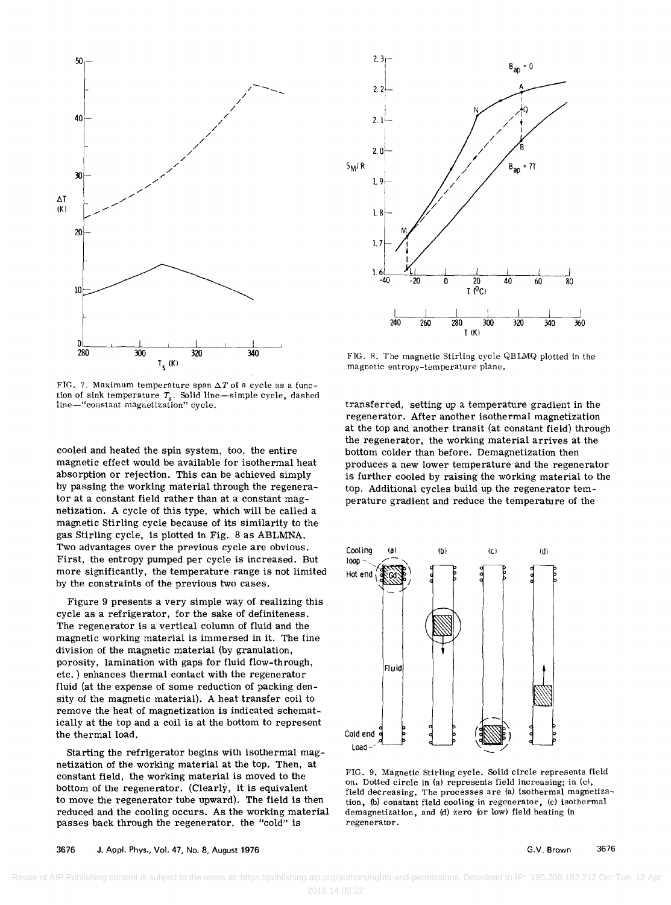50
40
30
20
10
0
ΔT
(K)
280
300
320
340
$T_s$ (K)

FIG. 7. Maximum temperature span $\Delta T$ of a cycle as a function of sink temperature $T_s$. Solid line—simple cycle, dashed line—"constant magnetization" cycle.

2.3
2.2
2.1
2.0
1.9
1.8
1.7
1.6
$S_M/R$
$B_{ap} = 0$
$B_{ap} = 7T$
A
N
Q
B
M
L
-40
-20
0
20
40
60
80
T (°C)
240
260
280
300
320
340
360
T (K)

FIG. 8. The magnetic Stirling cycle QBLMQ plotted in the magnetic entropy-temperature plane.

cooled and heated the spin system, too, the entire magnetic effect would be available for isothermal heat absorption or rejection. This can be achieved simply by passing the working material through the regenerator at a constant field rather than at a constant magnetization. A cycle of this type, which will be called a magnetic Stirling cycle because of its similarity to the gas Stirling cycle, is plotted in Fig. 8 as ABLMNA. Two advantages over the previous cycle are obvious. First, the entropy pumped per cycle is increased. But more significantly, the temperature range is not limited by the constraints of the previous two cases.

Figure 9 presents a very simple way of realizing this cycle as a refrigerator, for the sake of definiteness. The regenerator is a vertical column of fluid and the magnetic working material is immersed in it. The fine division of the magnetic material (by granulation, porosity, lamination with gaps for fluid flow-through, etc.) enhances thermal contact with the regenerator fluid (at the expense of some reduction of packing density of the magnetic material). A heat transfer coil to remove the heat of magnetization is indicated schematically at the top and a coil is at the bottom to represent the thermal load.

Starting the refrigerator begins with isothermal magnetization of the working material at the top. Then, at constant field, the working material is moved to the bottom of the regenerator. (Clearly, it is equivalent to move the regenerator tube upward). The field is then reduced and the cooling occurs. As the working material passes back through the regenerator, the "cold" is transferred, setting up a temperature gradient in the regenerator. After another isothermal magnetization at the top and another transit (at constant field) through the regenerator, the working material arrives at the bottom colder than before. Demagnetization then produces a new lower temperature and the regenerator is further cooled by raising the working material to the top. Additional cycles build up the regenerator temperature gradient and reduce the temperature of the

Cooling loop
Hot end
Gd
Fluid
Cold end
Load
(a)
(b)
(c)
(d)

FIG. 9. Magnetic Stirling cycle. Solid circle represents field on. Dotted circle in (a) represents field increasing; in (c), field decreasing. The processes are (a) isothermal magnetization, (b) constant field cooling in regenerator, (c) isothermal demagnetization, and (d) zero (or low) field heating in regenerator.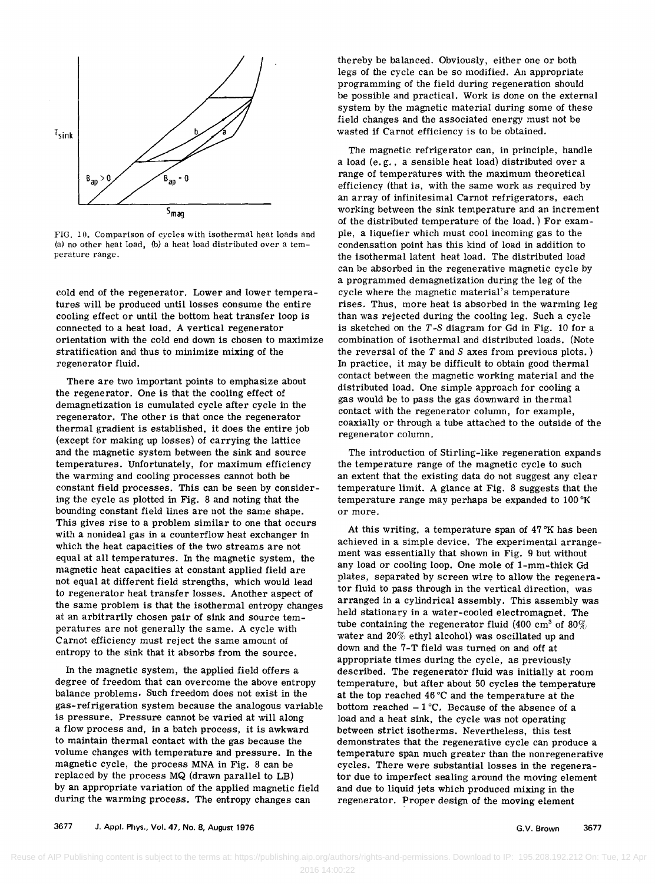FIG. 10. Comparison of cycles with isothermal heat loads and (a) no other heat load, (b) a heat load distributed over a temperature range.

cold end of the regenerator. Lower and lower temperatures will be produced until losses consume the entire cooling effect or until the bottom heat transfer loop is connected to a heat load. A vertical regenerator orientation with the cold end down is chosen to maximize stratification and thus to minimize mixing of the regenerator fluid.

There are two important points to emphasize about the regenerator. One is that the cooling effect of demagnetization is cumulated cycle after cycle in the regenerator. The other is that once the regenerator thermal gradient is established, it does the entire job (except for making up losses) of carrying the lattice and the magnetic system between the sink and source temperatures. Unfortunately, for maximum efficiency the warming and cooling processes cannot both be constant field processes. This can be seen by considering the cycle as plotted in Fig. 8 and noting that the bounding constant field lines are not the same shape. This gives rise to a problem similar to one that occurs with a nonideal gas in a counterflow heat exchanger in which the heat capacities of the two streams are not equal at all temperatures. In the magnetic system, the magnetic heat capacities at constant applied field are not equal at different field strengths, which would lead to regenerator heat transfer losses. Another aspect of the same problem is that the isothermal entropy changes at an arbitrarily chosen pair of sink and source temperatures are not generally the same. A cycle with Carnot efficiency must reject the same amount of entropy to the sink that it absorbs from the source.

In the magnetic system, the applied field offers a degree of freedom that can overcome the above entropy balance problems. Such freedom does not exist in the gas-refrigeration system because the analogous variable is pressure. Pressure cannot be varied at will along a flow process and, in a batch process, it is awkward to maintain thermal contact with the gas because the volume changes with temperature and pressure. In the magnetic cycle, the process MNA in Fig. 8 can be replaced by the process MQ (drawn parallel to LB) by an appropriate variation of the applied magnetic field during the warming process. The entropy changes can thereby be balanced. Obviously, either one or both legs of the cycle can be so modified. An appropriate programming of the field during regeneration should be possible and practical. Work is done on the external system by the magnetic material during some of these field changes and the associated energy must not be wasted if Carnot efficiency is to be obtained.

The magnetic refrigerator can, in principle, handle a load (e.g., a sensible heat load) distributed over a range of temperatures with the maximum theoretical efficiency (that is, with the same work as required by an array of infinitesimal Carnot refrigerators, each working between the sink temperature and an increment of the distributed temperature of the load.) For example, a liquefier which must cool incoming gas to the condensation point has this kind of load in addition to the isothermal latent heat load. The distributed load can be absorbed in the regenerative magnetic cycle by a programmed demagnetization during the leg of the cycle where the magnetic material's temperature rises. Thus, more heat is absorbed in the warming leg than was rejected during the cooling leg. Such a cycle is sketched on the $T$-$S$ diagram for Gd in Fig. 10 for a combination of isothermal and distributed loads. (Note the reversal of the $T$ and $S$ axes from previous plots.) In practice, it may be difficult to obtain good thermal contact between the magnetic working material and the distributed load. One simple approach for cooling a gas would be to pass the gas downward in thermal contact with the regenerator column, for example, coaxially or through a tube attached to the outside of the regenerator column.

The introduction of Stirling-like regeneration expands the temperature range of the magnetic cycle to such an extent that the existing data do not suggest any clear temperature limit. A glance at Fig. 8 suggests that the temperature range may perhaps be expanded to 100 °K or more.

At this writing, a temperature span of 47 °K has been achieved in a simple device. The experimental arrangement was essentially that shown in Fig. 9 but without any load or cooling loop. One mole of 1-mm-thick Gd plates, separated by screen wire to allow the regenerator fluid to pass through in the vertical direction, was arranged in a cylindrical assembly. This assembly was held stationary in a water-cooled electromagnet. The tube containing the regenerator fluid (400 cm$^3$ of 80% water and 20% ethyl alcohol) was oscillated up and down and the 7-T field was turned on and off at appropriate times during the cycle, as previously described. The regenerator fluid was initially at room temperature, but after about 50 cycles the temperature at the top reached 46 °C and the temperature at the bottom reached −1 °C. Because of the absence of a load and a heat sink, the cycle was not operating between strict isotherms. Nevertheless, this test demonstrates that the regenerative cycle can produce a temperature span much greater than the nonregenerative cycles. There were substantial losses in the regenerator due to imperfect sealing around the moving element and due to liquid jets which produced mixing in the regenerator. Proper design of the moving element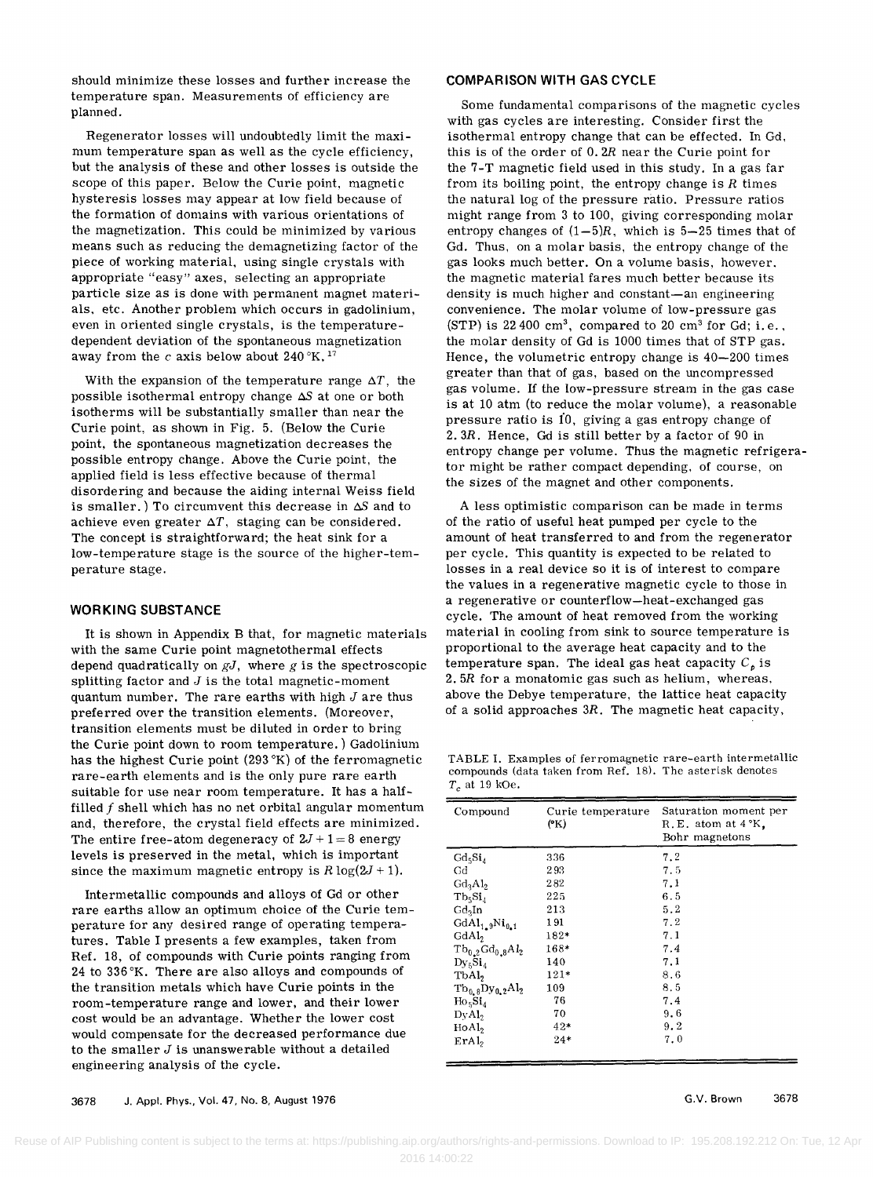should minimize these losses and further increase the temperature span. Measurements of efficiency are planned.

Regenerator losses will undoubtedly limit the maximum temperature span as well as the cycle efficiency, but the analysis of these and other losses is outside the scope of this paper. Below the Curie point, magnetic hysteresis losses may appear at low field because of the formation of domains with various orientations of the magnetization. This could be minimized by various means such as reducing the demagnetizing factor of the piece of working material, using single crystals with appropriate "easy" axes, selecting an appropriate particle size as is done with permanent magnet materials, etc. Another problem which occurs in gadolinium, even in oriented single crystals, is the temperature-dependent deviation of the spontaneous magnetization away from the $c$ axis below about 240 °K.[17]

With the expansion of the temperature range $\Delta T$, the possible isothermal entropy change $\Delta S$ at one or both isotherms will be substantially smaller than near the Curie point, as shown in Fig. 5. (Below the Curie point, the spontaneous magnetization decreases the possible entropy change. Above the Curie point, the applied field is less effective because of thermal disordering and because the aiding internal Weiss field is smaller.) To circumvent this decrease in $\Delta S$ and to achieve even greater $\Delta T$, staging can be considered. The concept is straightforward; the heat sink for a low-temperature stage is the source of the higher-temperature stage.

## WORKING SUBSTANCE

It is shown in Appendix B that, for magnetic materials with the same Curie point magnetothermal effects depend quadratically on $gJ$, where $g$ is the spectroscopic splitting factor and $J$ is the total magnetic-moment quantum number. The rare earths with high $J$ are thus preferred over the transition elements. (Moreover, transition elements must be diluted in order to bring the Curie point down to room temperature.) Gadolinium has the highest Curie point (293 °K) of the ferromagnetic rare-earth elements and is the only pure rare earth suitable for use near room temperature. It has a half-filled $f$ shell which has no net orbital angular momentum and, therefore, the crystal field effects are minimized. The entire free-atom degeneracy of $2J+1=8$ energy levels is preserved in the metal, which is important since the maximum magnetic entropy is $R\log(2J+1)$.

Intermetallic compounds and alloys of Gd or other rare earths allow an optimum choice of the Curie temperature for any desired range of operating temperatures. Table I presents a few examples, taken from Ref. 18, of compounds with Curie points ranging from 24 to 336 °K. There are also alloys and compounds of the transition metals which have Curie points in the room-temperature range and lower, and their lower cost would be an advantage. Whether the lower cost would compensate for the decreased performance due to the smaller $J$ is unanswerable without a detailed engineering analysis of the cycle.

## COMPARISON WITH GAS CYCLE

Some fundamental comparisons of the magnetic cycles with gas cycles are interesting. Consider first the isothermal entropy change that can be effected. In Gd, this is of the order of $0.2R$ near the Curie point for the 7-T magnetic field used in this study. In a gas far from its boiling point, the entropy change is $R$ times the natural log of the pressure ratio. Pressure ratios might range from 3 to 100, giving corresponding molar entropy changes of $(1-5)R$, which is 5–25 times that of Gd. Thus, on a molar basis, the entropy change of the gas looks much better. On a volume basis, however, the magnetic material fares much better because its density is much higher and constant—an engineering convenience. The molar volume of low-pressure gas (STP) is 22 400 cm$^3$, compared to 20 cm$^3$ for Gd; i.e., the molar density of Gd is 1000 times that of STP gas. Hence, the volumetric entropy change is 40–200 times greater than that of gas, based on the uncompressed gas volume. If the low-pressure stream in the gas case is at 10 atm (to reduce the molar volume), a reasonable pressure ratio is 10, giving a gas entropy change of $2.3R$. Hence, Gd is still better by a factor of 90 in entropy change per volume. Thus the magnetic refrigerator might be rather compact depending, of course, on the sizes of the magnet and other components.

A less optimistic comparison can be made in terms of the ratio of useful heat pumped per cycle to the amount of heat transferred to and from the regenerator per cycle. This quantity is expected to be related to losses in a real device so it is of interest to compare the values in a regenerative magnetic cycle to those in a regenerative or counterflow—heat-exchanged gas cycle. The amount of heat removed from the working material in cooling from sink to source temperature is proportional to the average heat capacity and to the temperature span. The ideal gas heat capacity $C_p$ is $2.5R$ for a monatomic gas such as helium, whereas, above the Debye temperature, the lattice heat capacity of a solid approaches $3R$. The magnetic heat capacity,

TABLE I. Examples of ferromagnetic rare-earth intermetallic compounds (data taken from Ref. 18). The asterisk denotes $T_c$ at 19 kOe.

| Compound | Curie temperature (°K) | Saturation moment per R.E. atom at 4 °K, Bohr magnetons |
|---|---|---|
| $Gd_5Si_4$ | 336 | 7.2 |
| Gd | 293 | 7.5 |
| $Gd_3Al_2$ | 282 | 7.1 |
| $Tb_5Si_4$ | 225 | 6.5 |
| $Gd_3In$ | 213 | 5.2 |
| $GdAl_{1.9}Ni_{0.1}$ | 191 | 7.2 |
| $GdAl_2$ | 182* | 7.1 |
| $Tb_{0.2}Gd_{0.8}Al_2$ | 168* | 7.4 |
| $Dy_5Si_4$ | 140 | 7.1 |
| $TbAl_2$ | 121* | 8.6 |
| $Tb_{0.8}Dy_{0.2}Al_2$ | 109 | 8.5 |
| $Ho_5Si_4$ | 76 | 7.4 |
| $DyAl_2$ | 70 | 9.6 |
| $HoAl_2$ | 42* | 9.2 |
| $ErAl_2$ | 24* | 7.0 |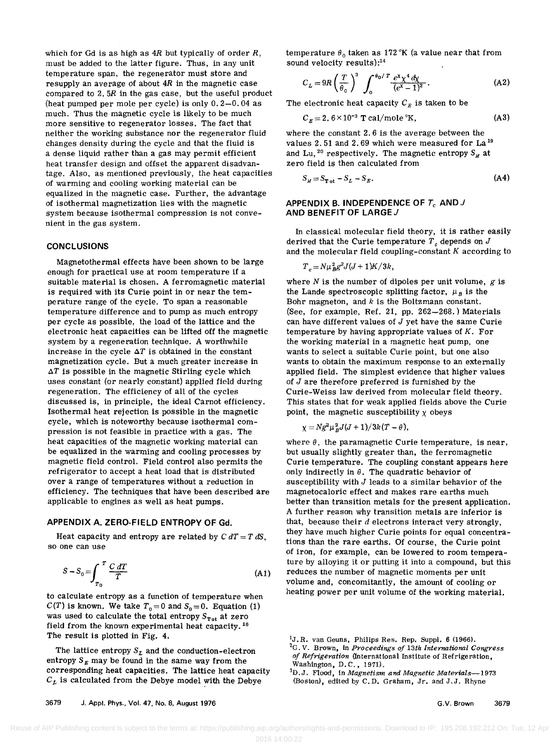which for Gd is as high as $4R$ but typically of order $R$, must be added to the latter figure. Thus, in any unit temperature span, the regenerator must store and resupply an average of about $4R$ in the magnetic case compared to $2.5R$ in the gas case, but the useful product (heat pumped per mole per cycle) is only 0.2–0.04 as much. Thus the magnetic cycle is likely to be much more sensitive to regenerator losses. The fact that neither the working substance nor the regenerator fluid changes density during the cycle and that the fluid is a dense liquid rather than a gas may permit efficient heat transfer design and offset the apparent disadvantage. Also, as mentioned previously, the heat capacities of warming and cooling working material can be equalized in the magnetic case. Further, the advantage of isothermal magnetization lies with the magnetic system because isothermal compression is not convenient in the gas system.

## CONCLUSIONS

Magnetothermal effects have been shown to be large enough for practical use at room temperature if a suitable material is chosen. A ferromagnetic material is required with its Curie point in or near the temperature range of the cycle. To span a reasonable temperature difference and to pump as much entropy per cycle as possible, the load of the lattice and the electronic heat capacities can be lifted off the magnetic system by a regeneration technique. A worthwhile increase in the cycle $\Delta T$ is obtained in the constant magnetization cycle. But a much greater increase in $\Delta T$ is possible in the magnetic Stirling cycle which uses constant (or nearly constant) applied field during regeneration. The efficiency of all of the cycles discussed is, in principle, the ideal Carnot efficiency. Isothermal heat rejection is possible in the magnetic cycle, which is noteworthy because isothermal compression is not feasible in practice with a gas. The heat capacities of the magnetic working material can be equalized in the warming and cooling processes by magnetic field control. Field control also permits the refrigerator to accept a heat load that is distributed over a range of temperatures without a reduction in efficiency. The techniques that have been described are applicable to engines as well as heat pumps.

## APPENDIX A. ZERO-FIELD ENTROPY OF Gd.

Heat capacity and entropy are related by $C\,dT = T\,dS$, so one can use

$$S - S_0 = \int_{T_0}^{T} \frac{C\,dT}{T} \tag{A1}$$

to calculate entropy as a function of temperature when $C(T)$ is known. We take $T_0 = 0$ and $S_0 = 0$. Equation (1) was used to calculate the total entropy $S_{\mathrm{Tot}}$ at zero field from the known experimental heat capacity.[16] The result is plotted in Fig. 4.

The lattice entropy $S_L$ and the conduction-electron entropy $S_E$ may be found in the same way from the corresponding heat capacities. The lattice heat capacity $C_L$ is calculated from the Debye model with the Debye temperature $\theta_0$ taken as 172 °K (a value near that from sound velocity results):[14]

$$C_L = 9R\left(\frac{T}{\theta_0}\right)^3 \int_0^{\theta_0/T} \frac{e^x \chi^4\, d\chi}{(e^x - 1)^2}. \tag{A2}$$

The electronic heat capacity $C_E$ is taken to be

$$C_E = 2.6 \times 10^{-3}\ T\ \mathrm{cal/mole\ °K}, \tag{A3}$$

where the constant 2.6 is the average between the values 2.51 and 2.69 which were measured for La[19] and Lu,[20] respectively. The magnetic entropy $S_M$ at zero field is then calculated from

$$S_M = S_{\mathrm{Tot}} - S_L - S_E. \tag{A4}$$

## APPENDIX B. INDEPENDENCE OF $T_c$ AND $J$ AND BENEFIT OF LARGE $J$

In classical molecular field theory, it is rather easily derived that the Curie temperature $T_c$ depends on $J$ and the molecular field coupling-constant $K$ according to

$$T_c = N\mu_B^2 g^2 J(J+1)K/3k,$$

where $N$ is the number of dipoles per unit volume, $g$ is the Lande spectroscopic splitting factor, $\mu_B$ is the Bohr magneton, and $k$ is the Boltzmann constant. (See, for example, Ref. 21, pp. 262–268.) Materials can have different values of $J$ yet have the same Curie temperature by having appropriate values of $K$. For the working material in a magnetic heat pump, one wants to select a suitable Curie point, but one also wants to obtain the maximum response to an externally applied field. The simplest evidence that higher values of $J$ are therefore preferred is furnished by the Curie-Weiss law derived from molecular field theory. This states that for weak applied fields above the Curie point, the magnetic susceptibility $\chi$ obeys

$$\chi = Ng^2\mu_B^2 J(J+1)/3k(T - \theta),$$

where $\theta$, the paramagnetic Curie temperature, is near, but usually slightly greater than, the ferromagnetic Curie temperature. The coupling constant appears here only indirectly in $\theta$. The quadratic behavior of susceptibility with $J$ leads to a similar behavior of the magnetocaloric effect and makes rare earths much better than transition metals for the present application. A further reason why transition metals are inferior is that, because their $d$ electrons interact very strongly, they have much higher Curie points for equal concentrations than the rare earths. Of course, the Curie point of iron, for example, can be lowered to room temperature by alloying it or putting it into a compound, but this reduces the number of magnetic moments per unit volume and, concomitantly, the amount of cooling or heating power per unit volume of the working material.

---

[1] J.R. van Geuns, Philips Res. Rep. Suppl. 6 (1966).

[2] G.V. Brown, in *Proceedings of 13th International Congress of Refrigeration* (International Institute of Refrigeration, Washington, D.C., 1971).

[3] D.J. Flood, in *Magnetism and Magnetic Materials—1973* (Boston), edited by C.D. Graham, Jr. and J.J. Rhyne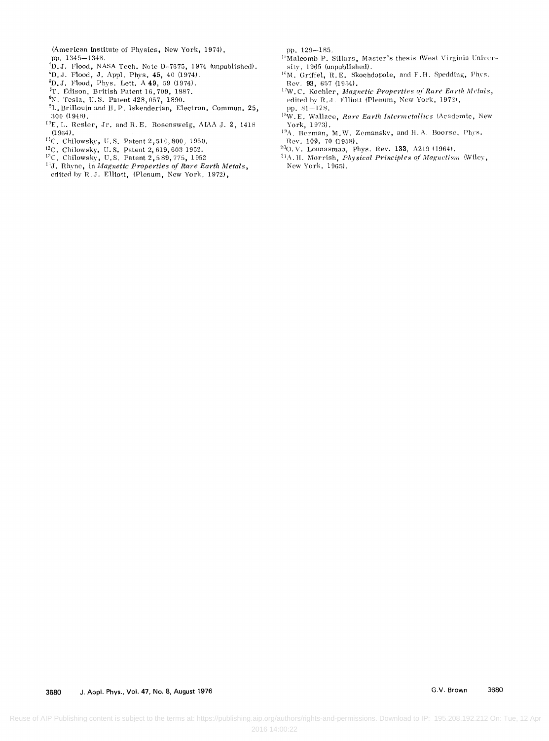(American Institute of Physics, New York, 1974), pp. 1345–1348.

[4]D.J. Flood, NASA Tech. Note D-7675, 1974 (unpublished).

[5]D.J. Flood, J. Appl. Phys. **45**, 40 (1974).

[6]D.J. Flood, Phys. Lett. A **49**, 59 (1974).

[7]T. Edison, British Patent 16,709, 1887.

[8]N. Tesla, U.S. Patent 428,057, 1890.

[9]L. Brillouin and H.P. Iskenderian, Electron. Commun. **25**, 300 (1948).

[10]E.L. Resler, Jr. and R.E. Rosensweig, AIAA J. **2**, 1418 (1964).

[11]C. Chilowsky, U.S. Patent 2,510,800, 1950.

[12]C. Chilowsky, U.S. Patent 2,619,603 1952.

[13]C. Chilowsky, U.S. Patent 2,589,775, 1952

[14]J. Rhyne, in *Magnetic Properties of Rare Earth Metals*, edited by R.J. Elliott, (Plenum, New York, 1972), pp. 129–185.

[15]Malcomb P. Sillars, Master's thesis (West Virginia University, 1965 (unpublished).

[16]M. Griffel, R.E. Skochdopole, and F.H. Spedding, Phys. Rev. **93**, 657 (1954).

[17]W.C. Koehler, *Magnetic Properties of Rare Earth Metals*, edited by R.J. Elliott (Plenum, New York, 1972), pp. 81–128.

[18]W.E. Wallace, *Rare Earth Intermetallics* (Academic, New York, 1973).

[19]A. Berman, M.W. Zemansky, and H.A. Boorse, Phys. Rev. **109**, 70 (1958).

[20]O.V. Lounasmaa, Phys. Rev. **133**, A219 (1964).

[21]A.H. Morrish, *Physical Principles of Magnetism* (Wiley, New York, 1965).